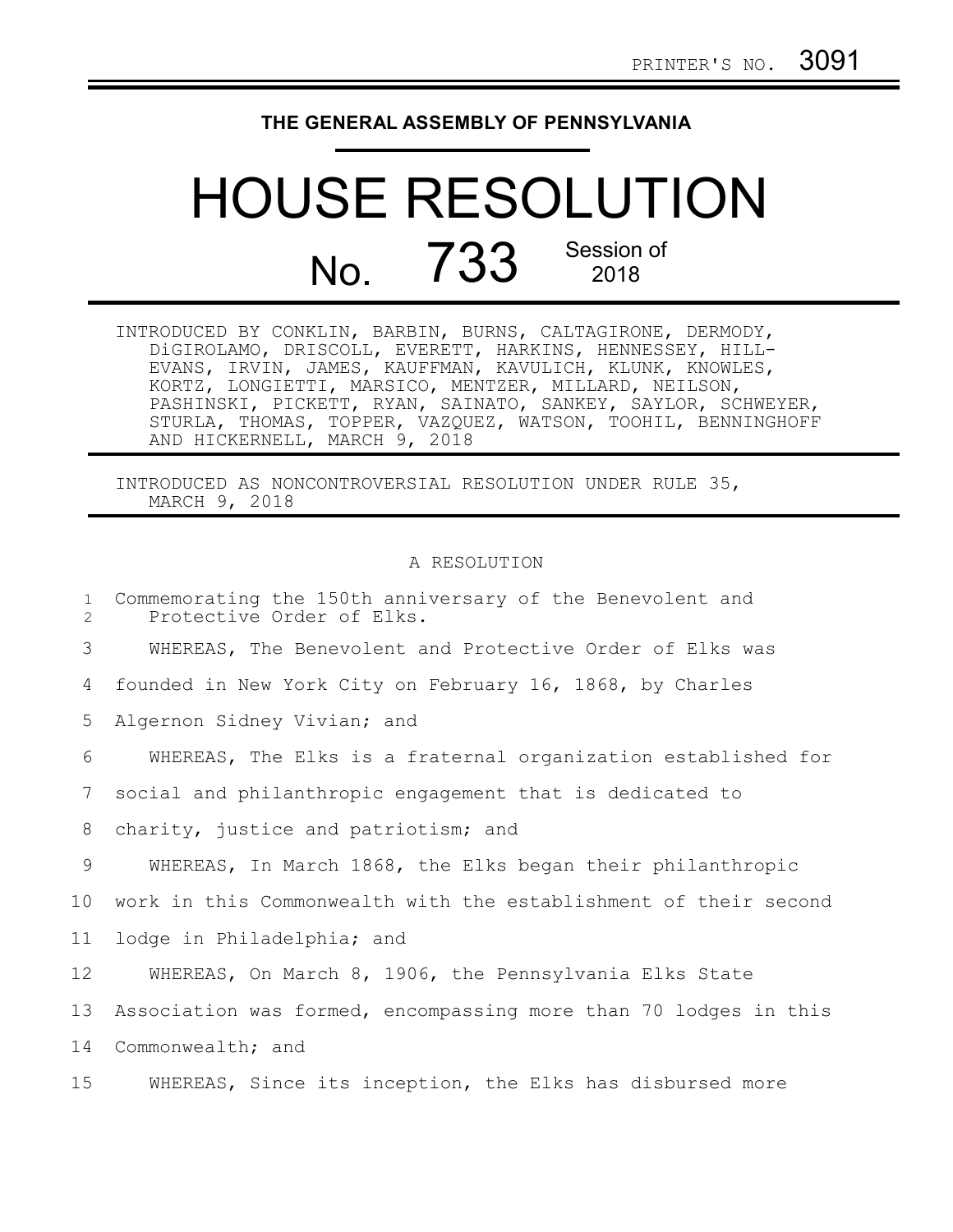PRINTER'S NO. 3091

**THE GENERAL ASSEMBLY OF PENNSYLVANIA**

# HOUSE RESOLUTION

## No. 733 Session of 2018

INTRODUCED BY CONKLIN, BARBIN, BURNS, CALTAGIRONE, DERMODY, DiGIROLAMO, DRISCOLL, EVERETT, HARKINS, HENNESSEY, HILL-EVANS, IRVIN, JAMES, KAUFFMAN, KAVULICH, KLUNK, KNOWLES, KORTZ, LONGIETTI, MARSICO, MENTZER, MILLARD, NEILSON, PASHINSKI, PICKETT, RYAN, SAINATO, SANKEY, SAYLOR, SCHWEYER, STURLA, THOMAS, TOPPER, VAZQUEZ, WATSON, TOOHIL, BENNINGHOFF AND HICKERNELL, MARCH 9, 2018

INTRODUCED AS NONCONTROVERSIAL RESOLUTION UNDER RULE 35, MARCH 9, 2018

A RESOLUTION

1 Commemorating the 150th anniversary of the Benevolent and
2 Protective Order of Elks.

3 WHEREAS, The Benevolent and Protective Order of Elks was
4 founded in New York City on February 16, 1868, by Charles
5 Algernon Sidney Vivian; and
6 WHEREAS, The Elks is a fraternal organization established for
7 social and philanthropic engagement that is dedicated to
8 charity, justice and patriotism; and
9 WHEREAS, In March 1868, the Elks began their philanthropic
10 work in this Commonwealth with the establishment of their second
11 lodge in Philadelphia; and
12 WHEREAS, On March 8, 1906, the Pennsylvania Elks State
13 Association was formed, encompassing more than 70 lodges in this
14 Commonwealth; and
15 WHEREAS, Since its inception, the Elks has disbursed more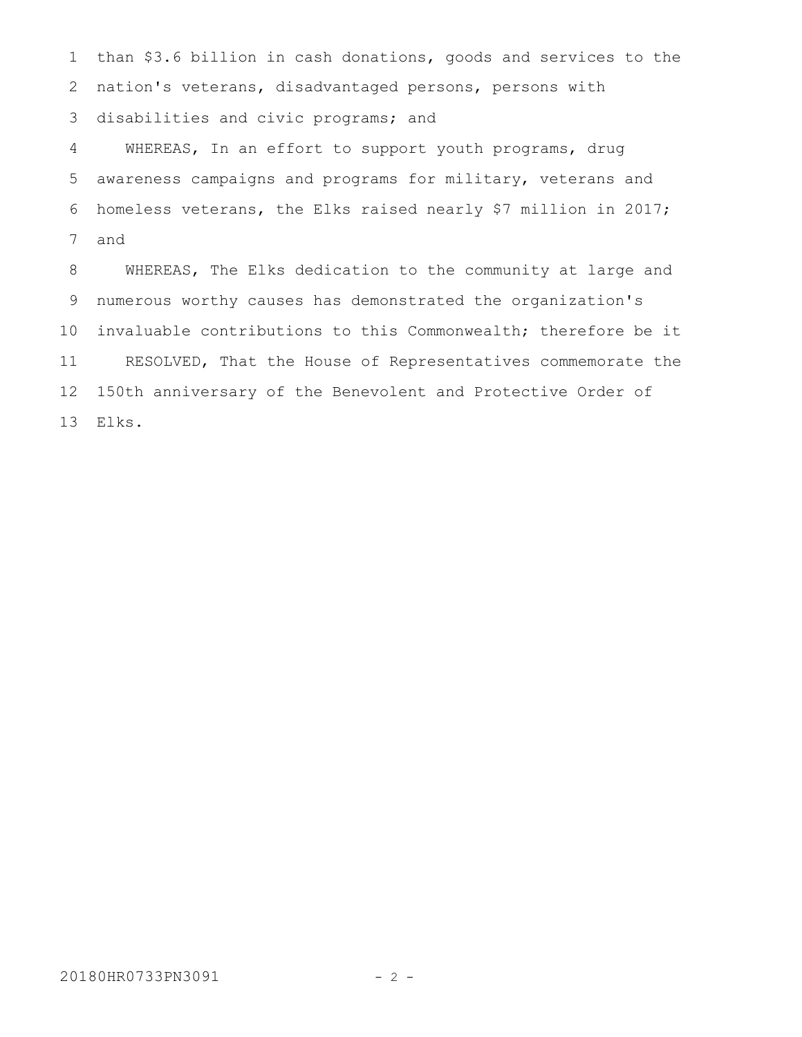than $3.6 billion in cash donations, goods and services to the nation's veterans, disadvantaged persons, persons with disabilities and civic programs; and

WHEREAS, In an effort to support youth programs, drug awareness campaigns and programs for military, veterans and homeless veterans, the Elks raised nearly $7 million in 2017; and

WHEREAS, The Elks dedication to the community at large and numerous worthy causes has demonstrated the organization's invaluable contributions to this Commonwealth; therefore be it

RESOLVED, That the House of Representatives commemorate the 150th anniversary of the Benevolent and Protective Order of Elks.